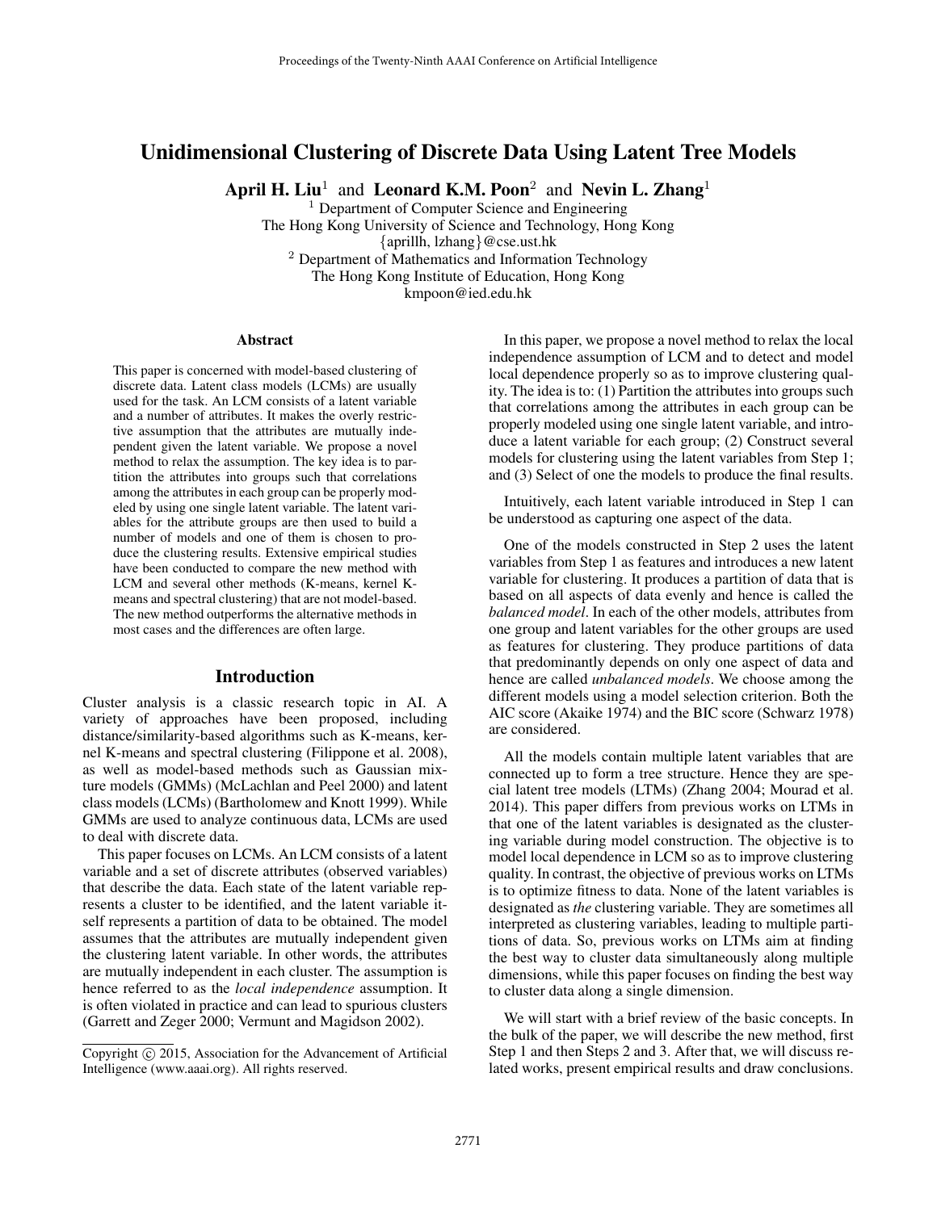# Unidimensional Clustering of Discrete Data Using Latent Tree Models

**April H. Liu**[1] and **Leonard K.M. Poon**[2] and **Nevin L. Zhang**[1]

[1] Department of Computer Science and Engineering
The Hong Kong University of Science and Technology, Hong Kong
{aprillh, lzhang}@cse.ust.hk
[2] Department of Mathematics and Information Technology
The Hong Kong Institute of Education, Hong Kong
kmpoon@ied.edu.hk

## Abstract

This paper is concerned with model-based clustering of discrete data. Latent class models (LCMs) are usually used for the task. An LCM consists of a latent variable and a number of attributes. It makes the overly restrictive assumption that the attributes are mutually independent given the latent variable. We propose a novel method to relax the assumption. The key idea is to partition the attributes into groups such that correlations among the attributes in each group can be properly modeled by using one single latent variable. The latent variables for the attribute groups are then used to build a number of models and one of them is chosen to produce the clustering results. Extensive empirical studies have been conducted to compare the new method with LCM and several other methods (K-means, kernel K-means and spectral clustering) that are not model-based. The new method outperforms the alternative methods in most cases and the differences are often large.

## Introduction

Cluster analysis is a classic research topic in AI. A variety of approaches have been proposed, including distance/similarity-based algorithms such as K-means, kernel K-means and spectral clustering (Filippone et al. 2008), as well as model-based methods such as Gaussian mixture models (GMMs) (McLachlan and Peel 2000) and latent class models (LCMs) (Bartholomew and Knott 1999). While GMMs are used to analyze continuous data, LCMs are used to deal with discrete data.

This paper focuses on LCMs. An LCM consists of a latent variable and a set of discrete attributes (observed variables) that describe the data. Each state of the latent variable represents a cluster to be identified, and the latent variable itself represents a partition of data to be obtained. The model assumes that the attributes are mutually independent given the clustering latent variable. In other words, the attributes are mutually independent in each cluster. The assumption is hence referred to as the *local independence* assumption. It is often violated in practice and can lead to spurious clusters (Garrett and Zeger 2000; Vermunt and Magidson 2002).

In this paper, we propose a novel method to relax the local independence assumption of LCM and to detect and model local dependence properly so as to improve clustering quality. The idea is to: (1) Partition the attributes into groups such that correlations among the attributes in each group can be properly modeled using one single latent variable, and introduce a latent variable for each group; (2) Construct several models for clustering using the latent variables from Step 1; and (3) Select of one the models to produce the final results.

Intuitively, each latent variable introduced in Step 1 can be understood as capturing one aspect of the data.

One of the models constructed in Step 2 uses the latent variables from Step 1 as features and introduces a new latent variable for clustering. It produces a partition of data that is based on all aspects of data evenly and hence is called the *balanced model*. In each of the other models, attributes from one group and latent variables for the other groups are used as features for clustering. They produce partitions of data that predominantly depends on only one aspect of data and hence are called *unbalanced models*. We choose among the different models using a model selection criterion. Both the AIC score (Akaike 1974) and the BIC score (Schwarz 1978) are considered.

All the models contain multiple latent variables that are connected up to form a tree structure. Hence they are special latent tree models (LTMs) (Zhang 2004; Mourad et al. 2014). This paper differs from previous works on LTMs in that one of the latent variables is designated as the clustering variable during model construction. The objective is to model local dependence in LCM so as to improve clustering quality. In contrast, the objective of previous works on LTMs is to optimize fitness to data. None of the latent variables is designated as *the* clustering variable. They are sometimes all interpreted as clustering variables, leading to multiple partitions of data. So, previous works on LTMs aim at finding the best way to cluster data simultaneously along multiple dimensions, while this paper focuses on finding the best way to cluster data along a single dimension.

We will start with a brief review of the basic concepts. In the bulk of the paper, we will describe the new method, first Step 1 and then Steps 2 and 3. After that, we will discuss related works, present empirical results and draw conclusions.

Copyright © 2015, Association for the Advancement of Artificial Intelligence (www.aaai.org). All rights reserved.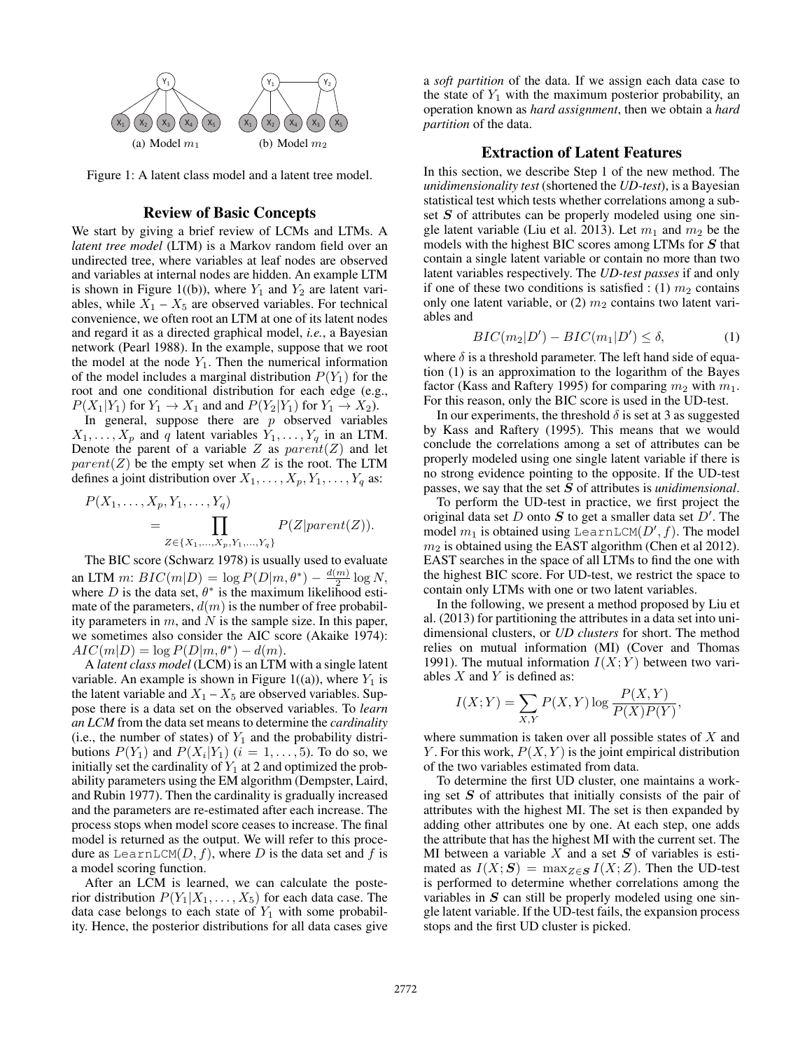(a) Model $m_1$ (b) Model $m_2$

Figure 1: A latent class model and a latent tree model.

## Review of Basic Concepts

We start by giving a brief review of LCMs and LTMs. A *latent tree model* (LTM) is a Markov random field over an undirected tree, where variables at leaf nodes are observed and variables at internal nodes are hidden. An example LTM is shown in Figure 1((b)), where $Y_1$ and $Y_2$ are latent variables, while $X_1$ – $X_5$ are observed variables. For technical convenience, we often root an LTM at one of its latent nodes and regard it as a directed graphical model, *i.e.*, a Bayesian network (Pearl 1988). In the example, suppose that we root the model at the node $Y_1$. Then the numerical information of the model includes a marginal distribution $P(Y_1)$ for the root and one conditional distribution for each edge (e.g., $P(X_1|Y_1)$ for $Y_1 \to X_1$ and and $P(Y_2|Y_1)$ for $Y_1 \to X_2$).

In general, suppose there are $p$ observed variables $X_1, \ldots, X_p$ and $q$ latent variables $Y_1, \ldots, Y_q$ in an LTM. Denote the parent of a variable $Z$ as $parent(Z)$ and let $parent(Z)$ be the empty set when $Z$ is the root. The LTM defines a joint distribution over $X_1, \ldots, X_p, Y_1, \ldots, Y_q$ as:

$$
P(X_1, \ldots, X_p, Y_1, \ldots, Y_q) = \prod_{Z \in \{X_1, \ldots, X_p, Y_1, \ldots, Y_q\}} P(Z|parent(Z)).
$$

The BIC score (Schwarz 1978) is usually used to evaluate an LTM $m$: $BIC(m|D) = \log P(D|m, \theta^*) - \frac{d(m)}{2} \log N$, where $D$ is the data set, $\theta^*$ is the maximum likelihood estimate of the parameters, $d(m)$ is the number of free probability parameters in $m$, and $N$ is the sample size. In this paper, we sometimes also consider the AIC score (Akaike 1974): $AIC(m|D) = \log P(D|m, \theta^*) - d(m)$.

A *latent class model* (LCM) is an LTM with a single latent variable. An example is shown in Figure 1((a)), where $Y_1$ is the latent variable and $X_1$ – $X_5$ are observed variables. Suppose there is a data set on the observed variables. To *learn an LCM* from the data set means to determine the *cardinality* (i.e., the number of states) of $Y_1$ and the probability distributions $P(Y_1)$ and $P(X_i|Y_1)$ ($i = 1, \ldots, 5$). To do so, we initially set the cardinality of $Y_1$ at 2 and optimized the probability parameters using the EM algorithm (Dempster, Laird, and Rubin 1977). Then the cardinality is gradually increased and the parameters are re-estimated after each increase. The process stops when model score ceases to increase. The final model is returned as the output. We will refer to this procedure as `LearnLCM(D, f)`, where $D$ is the data set and $f$ is a model scoring function.

After an LCM is learned, we can calculate the posterior distribution $P(Y_1|X_1, \ldots, X_5)$ for each data case. The data case belongs to each state of $Y_1$ with some probability. Hence, the posterior distributions for all data cases give a *soft partition* of the data. If we assign each data case to the state of $Y_1$ with the maximum posterior probability, an operation known as *hard assignment*, then we obtain a *hard partition* of the data.

## Extraction of Latent Features

In this section, we describe Step 1 of the new method. The *unidimensionality test* (shortened the *UD-test*), is a Bayesian statistical test which tests whether correlations among a subset $\boldsymbol{S}$ of attributes can be properly modeled using one single latent variable (Liu et al. 2013). Let $m_1$ and $m_2$ be the models with the highest BIC scores among LTMs for $\boldsymbol{S}$ that contain a single latent variable or contain no more than two latent variables respectively. The *UD-test passes* if and only if one of these two conditions is satisfied : (1) $m_2$ contains only one latent variable, or (2) $m_2$ contains two latent variables and

$$
BIC(m_2|D') - BIC(m_1|D') \leq \delta, \tag{1}
$$

where $\delta$ is a threshold parameter. The left hand side of equation (1) is an approximation to the logarithm of the Bayes factor (Kass and Raftery 1995) for comparing $m_2$ with $m_1$. For this reason, only the BIC score is used in the UD-test.

In our experiments, the threshold $\delta$ is set at 3 as suggested by Kass and Raftery (1995). This means that we would conclude the correlations among a set of attributes can be properly modeled using one single latent variable if there is no strong evidence pointing to the opposite. If the UD-test passes, we say that the set $\boldsymbol{S}$ of attributes is *unidimensional*.

To perform the UD-test in practice, we first project the original data set $D$ onto $\boldsymbol{S}$ to get a smaller data set $D'$. The model $m_1$ is obtained using `LearnLCM(D', f)`. The model $m_2$ is obtained using the EAST algorithm (Chen et al 2012). EAST searches in the space of all LTMs to find the one with the highest BIC score. For UD-test, we restrict the space to contain only LTMs with one or two latent variables.

In the following, we present a method proposed by Liu et al. (2013) for partitioning the attributes in a data set into unidimensional clusters, or *UD clusters* for short. The method relies on mutual information (MI) (Cover and Thomas 1991). The mutual information $I(X;Y)$ between two variables $X$ and $Y$ is defined as:

$$
I(X;Y) = \sum_{X,Y} P(X,Y) \log \frac{P(X,Y)}{P(X)P(Y)},
$$

where summation is taken over all possible states of $X$ and $Y$. For this work, $P(X,Y)$ is the joint empirical distribution of the two variables estimated from data.

To determine the first UD cluster, one maintains a working set $\boldsymbol{S}$ of attributes that initially consists of the pair of attributes with the highest MI. The set is then expanded by adding other attributes one by one. At each step, one adds the attribute that has the highest MI with the current set. The MI between a variable $X$ and a set $\boldsymbol{S}$ of variables is estimated as $I(X;\boldsymbol{S}) = \max_{Z \in \boldsymbol{S}} I(X;Z)$. Then the UD-test is performed to determine whether correlations among the variables in $\boldsymbol{S}$ can still be properly modeled using one single latent variable. If the UD-test fails, the expansion process stops and the first UD cluster is picked.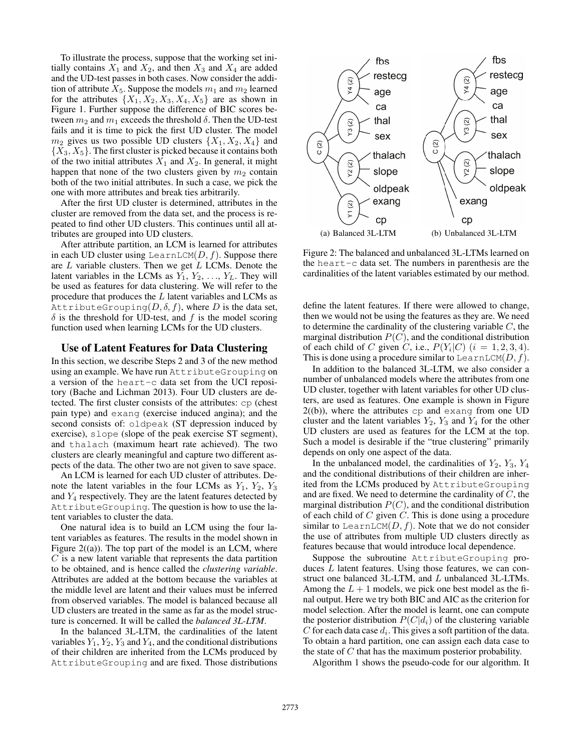To illustrate the process, suppose that the working set initially contains $X_1$ and $X_2$, and then $X_3$ and $X_4$ are added and the UD-test passes in both cases. Now consider the addition of attribute $X_5$. Suppose the models $m_1$ and $m_2$ learned for the attributes $\{X_1, X_2, X_3, X_4, X_5\}$ are as shown in Figure 1. Further suppose the difference of BIC scores between $m_2$ and $m_1$ exceeds the threshold $\delta$. Then the UD-test fails and it is time to pick the first UD cluster. The model $m_2$ gives us two possible UD clusters $\{X_1, X_2, X_4\}$ and $\{X_3, X_5\}$. The first cluster is picked because it contains both of the two initial attributes $X_1$ and $X_2$. In general, it might happen that none of the two clusters given by $m_2$ contain both of the two initial attributes. In such a case, we pick the one with more attributes and break ties arbitrarily.

After the first UD cluster is determined, attributes in the cluster are removed from the data set, and the process is repeated to find other UD clusters. This continues until all attributes are grouped into UD clusters.

After attribute partition, an LCM is learned for attributes in each UD cluster using `LearnLCM(D, f)`. Suppose there are $L$ variable clusters. Then we get $L$ LCMs. Denote the latent variables in the LCMs as $Y_1, Y_2, \ldots, Y_L$. They will be used as features for data clustering. We will refer to the procedure that produces the $L$ latent variables and LCMs as `AttributeGrouping(D, δ, f)`, where $D$ is the data set, $\delta$ is the threshold for UD-test, and $f$ is the model scoring function used when learning LCMs for the UD clusters.

## Use of Latent Features for Data Clustering

In this section, we describe Steps 2 and 3 of the new method using an example. We have run `AttributeGrouping` on a version of the `heart-c` data set from the UCI repository (Bache and Lichman 2013). Four UD clusters are detected. The first cluster consists of the attributes: `cp` (chest pain type) and `exang` (exercise induced angina); and the second consists of: `oldpeak` (ST depression induced by exercise), `slope` (slope of the peak exercise ST segment), and `thalach` (maximum heart rate achieved). The two clusters are clearly meaningful and capture two different aspects of the data. The other two are not given to save space.

An LCM is learned for each UD cluster of attributes. Denote the latent variables in the four LCMs as $Y_1$, $Y_2$, $Y_3$ and $Y_4$ respectively. They are the latent features detected by `AttributeGrouping`. The question is how to use the latent variables to cluster the data.

One natural idea is to build an LCM using the four latent variables as features. The results in the model shown in Figure 2((a)). The top part of the model is an LCM, where $C$ is a new latent variable that represents the data partition to be obtained, and is hence called the *clustering variable*. Attributes are added at the bottom because the variables at the middle level are latent and their values must be inferred from observed variables. The model is balanced because all UD clusters are treated in the same as far as the model structure is concerned. It will be called the *balanced 3L-LTM*.

In the balanced 3L-LTM, the cardinalities of the latent variables $Y_1, Y_2, Y_3$ and $Y_4$, and the conditional distributions of their children are inherited from the LCMs produced by `AttributeGrouping` and are fixed. Those distributions define the latent features. If there were allowed to change, then we would not be using the features as they are. We need to determine the cardinality of the clustering variable $C$, the marginal distribution $P(C)$, and the conditional distribution of each child of $C$ given $C$, i.e., $P(Y_i|C)$ $(i = 1, 2, 3, 4)$. This is done using a procedure similar to `LearnLCM(D, f)`.

(a) Balanced 3L-LTM (b) Unbalanced 3L-LTM

Figure 2: The balanced and unbalanced 3L-LTMs learned on the `heart-c` data set. The numbers in parenthesis are the cardinalities of the latent variables estimated by our method.

In addition to the balanced 3L-LTM, we also consider a number of unbalanced models where the attributes from one UD cluster, together with latent variables for other UD clusters, are used as features. One example is shown in Figure 2((b)), where the attributes `cp` and `exang` from one UD cluster and the latent variables $Y_2$, $Y_3$ and $Y_4$ for the other UD clusters are used as features for the LCM at the top. Such a model is desirable if the "true clustering" primarily depends on only one aspect of the data.

In the unbalanced model, the cardinalities of $Y_2$, $Y_3$, $Y_4$ and the conditional distributions of their children are inherited from the LCMs produced by `AttributeGrouping` and are fixed. We need to determine the cardinality of $C$, the marginal distribution $P(C)$, and the conditional distribution of each child of $C$ given $C$. This is done using a procedure similar to `LearnLCM(D, f)`. Note that we do not consider the use of attributes from multiple UD clusters directly as features because that would introduce local dependence.

Suppose the subroutine `AttributeGrouping` produces $L$ latent features. Using those features, we can construct one balanced 3L-LTM, and $L$ unbalanced 3L-LTMs. Among the $L + 1$ models, we pick one best model as the final output. Here we try both BIC and AIC as the criterion for model selection. After the model is learnt, one can compute the posterior distribution $P(C|d_i)$ of the clustering variable $C$ for each data case $d_i$. This gives a soft partition of the data. To obtain a hard partition, one can assign each data case to the state of $C$ that has the maximum posterior probability.

Algorithm 1 shows the pseudo-code for our algorithm. It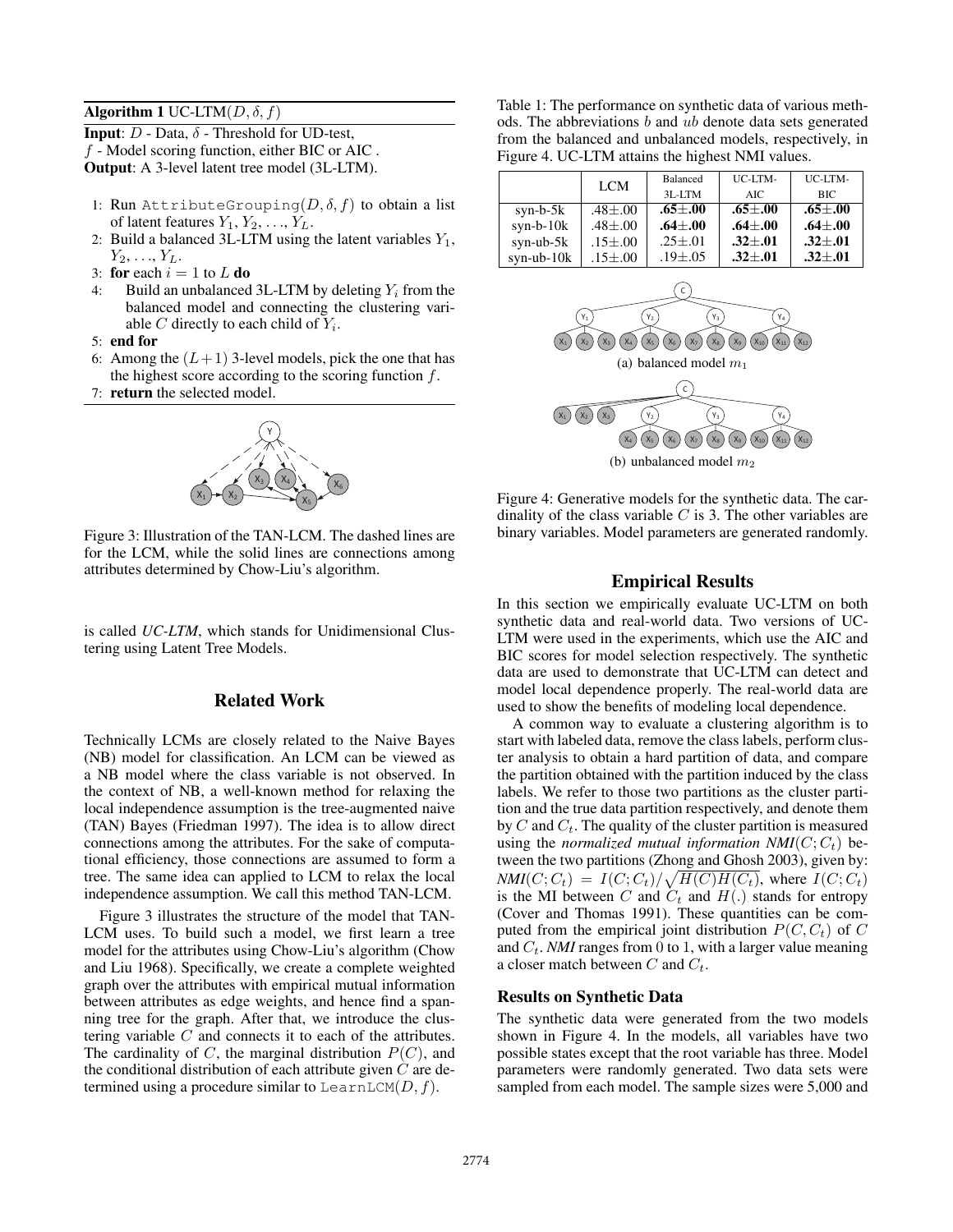**Algorithm 1** UC-LTM($D, \delta, f$)

**Input**: $D$ - Data, $\delta$ - Threshold for UD-test,
$f$ - Model scoring function, either BIC or AIC .
**Output**: A 3-level latent tree model (3L-LTM).

1: Run AttributeGrouping($D, \delta, f$) to obtain a list of latent features $Y_1, Y_2, \ldots, Y_L$.
2: Build a balanced 3L-LTM using the latent variables $Y_1$, $Y_2, \ldots, Y_L$.
3: **for** each $i = 1$ to $L$ **do**
4: Build an unbalanced 3L-LTM by deleting $Y_i$ from the balanced model and connecting the clustering variable $C$ directly to each child of $Y_i$.
5: **end for**
6: Among the $(L+1)$ 3-level models, pick the one that has the highest score according to the scoring function $f$.
7: **return** the selected model.

Figure 3: Illustration of the TAN-LCM. The dashed lines are for the LCM, while the solid lines are connections among attributes determined by Chow-Liu's algorithm.

is called *UC-LTM*, which stands for Unidimensional Clustering using Latent Tree Models.

## Related Work

Technically LCMs are closely related to the Naive Bayes (NB) model for classification. An LCM can be viewed as a NB model where the class variable is not observed. In the context of NB, a well-known method for relaxing the local independence assumption is the tree-augmented naive (TAN) Bayes (Friedman 1997). The idea is to allow direct connections among the attributes. For the sake of computational efficiency, those connections are assumed to form a tree. The same idea can applied to LCM to relax the local independence assumption. We call this method TAN-LCM.

Figure 3 illustrates the structure of the model that TAN-LCM uses. To build such a model, we first learn a tree model for the attributes using Chow-Liu's algorithm (Chow and Liu 1968). Specifically, we create a complete weighted graph over the attributes with empirical mutual information between attributes as edge weights, and hence find a spanning tree for the graph. After that, we introduce the clustering variable $C$ and connects it to each of the attributes. The cardinality of $C$, the marginal distribution $P(C)$, and the conditional distribution of each attribute given $C$ are determined using a procedure similar to LearnLCM($D, f$).

Table 1: The performance on synthetic data of various methods. The abbreviations $b$ and $ub$ denote data sets generated from the balanced and unbalanced models, respectively, in Figure 4. UC-LTM attains the highest NMI values.

| | LCM | Balanced 3L-LTM | UC-LTM-AIC | UC-LTM-BIC |
|---|---|---|---|---|
| syn-b-5k | .48±.00 | **.65±.00** | **.65±.00** | **.65±.00** |
| syn-b-10k | .48±.00 | **.64±.00** | **.64±.00** | **.64±.00** |
| syn-ub-5k | .15±.00 | .25±.01 | **.32±.01** | **.32±.01** |
| syn-ub-10k | .15±.00 | .19±.05 | **.32±.01** | **.32±.01** |

(a) balanced model $m_1$

(b) unbalanced model $m_2$

Figure 4: Generative models for the synthetic data. The cardinality of the class variable $C$ is 3. The other variables are binary variables. Model parameters are generated randomly.

## Empirical Results

In this section we empirically evaluate UC-LTM on both synthetic data and real-world data. Two versions of UC-LTM were used in the experiments, which use the AIC and BIC scores for model selection respectively. The synthetic data are used to demonstrate that UC-LTM can detect and model local dependence properly. The real-world data are used to show the benefits of modeling local dependence.

A common way to evaluate a clustering algorithm is to start with labeled data, remove the class labels, perform cluster analysis to obtain a hard partition of data, and compare the partition obtained with the partition induced by the class labels. We refer to those two partitions as the cluster partition and the true data partition respectively, and denote them by $C$ and $C_t$. The quality of the cluster partition is measured using the *normalized mutual information* $NMI(C; C_t)$ between the two partitions (Zhong and Ghosh 2003), given by: $NMI(C; C_t) = I(C; C_t)/\sqrt{H(C)H(C_t)}$, where $I(C; C_t)$ is the MI between $C$ and $C_t$ and $H(.)$ stands for entropy (Cover and Thomas 1991). These quantities can be computed from the empirical joint distribution $P(C, C_t)$ of $C$ and $C_t$. *NMI* ranges from 0 to 1, with a larger value meaning a closer match between $C$ and $C_t$.

### Results on Synthetic Data

The synthetic data were generated from the two models shown in Figure 4. In the models, all variables have two possible states except that the root variable has three. Model parameters were randomly generated. Two data sets were sampled from each model. The sample sizes were 5,000 and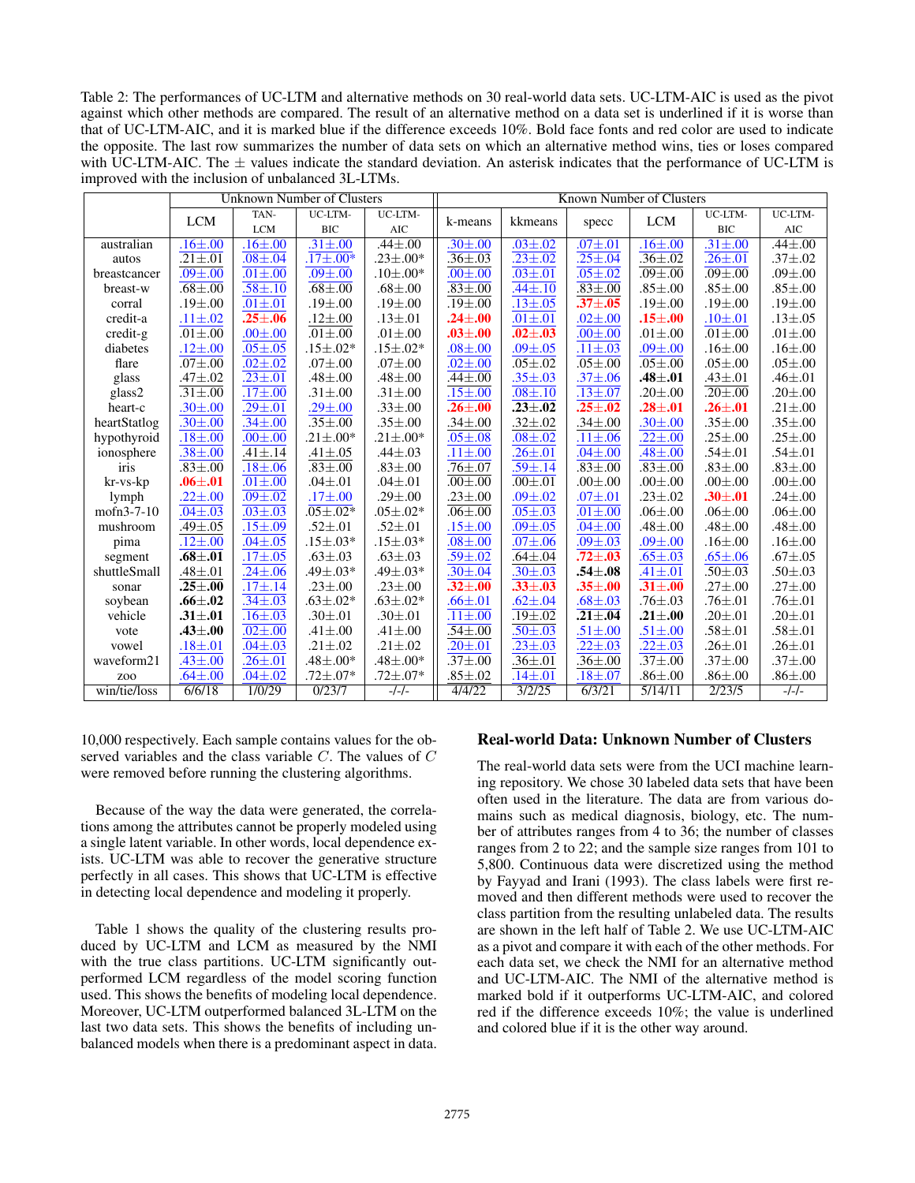Table 2: The performances of UC-LTM and alternative methods on 30 real-world data sets. UC-LTM-AIC is used as the pivot against which other methods are compared. The result of an alternative method on a data set is underlined if it is worse than that of UC-LTM-AIC, and it is marked blue if the difference exceeds 10%. Bold face fonts and red color are used to indicate the opposite. The last row summarizes the number of data sets on which an alternative method wins, ties or loses compared with UC-LTM-AIC. The ± values indicate the standard deviation. An asterisk indicates that the performance of UC-LTM is improved with the inclusion of unbalanced 3L-LTMs.

| | Unknown Number of Clusters | | | | Known Number of Clusters | | | | | |
|---|---|---|---|---|---|---|---|---|---|---|
| | LCM | TAN-LCM | UC-LTM-BIC | UC-LTM-AIC | k-means | kkmeans | specc | LCM | UC-LTM-BIC | UC-LTM-AIC |
| australian | .16±.00 | .16±.00 | .31±.00 | .44±.00 | .30±.00 | .03±.02 | .07±.01 | .16±.00 | .31±.00 | .44±.00 |
| autos | .21±.01 | .08±.04 | .17±.00* | .23±.00* | .36±.03 | .23±.02 | .25±.04 | .36±.02 | .26±.01 | .37±.02 |
| breastcancer | .09±.00 | .01±.00 | .09±.00 | .10±.00* | .00±.00 | .03±.01 | .05±.02 | .09±.00 | .09±.00 | .09±.00 |
| breast-w | .68±.00 | .58±.10 | .68±.00 | .68±.00 | .83±.00 | .44±.10 | .83±.00 | .85±.00 | .85±.00 | .85±.00 |
| corral | .19±.00 | .01±.01 | .19±.00 | .19±.00 | .19±.00 | .13±.05 | **.37±.05** | .19±.00 | .19±.00 | .19±.00 |
| credit-a | .11±.02 | **.25±.06** | .12±.00 | .13±.01 | **.24±.00** | .01±.01 | .02±.00 | **.15±.00** | .10±.01 | .13±.05 |
| credit-g | .01±.00 | .00±.00 | .01±.00 | .01±.00 | **.03±.00** | **.02±.03** | .00±.00 | .01±.00 | .01±.00 | .01±.00 |
| diabetes | .12±.00 | .05±.05 | .15±.02* | .15±.02* | .08±.00 | .09±.05 | .11±.03 | .09±.00 | .16±.00 | .16±.00 |
| flare | .07±.00 | .02±.02 | .07±.00 | .07±.00 | .02±.00 | .05±.02 | .05±.00 | .05±.00 | .05±.00 | .05±.00 |
| glass | .47±.02 | .23±.01 | .48±.00 | .48±.00 | .44±.00 | .35±.03 | .37±.06 | **.48±.01** | .43±.01 | .46±.01 |
| glass2 | .31±.00 | .17±.00 | .31±.00 | .31±.00 | .15±.00 | .08±.10 | .13±.07 | .20±.00 | .20±.00 | .20±.00 |
| heart-c | .30±.00 | .29±.01 | .29±.00 | .33±.00 | **.26±.00** | **.23±.02** | **.25±.02** | **.28±.01** | **.26±.01** | .21±.00 |
| heartStatlog | .30±.00 | .34±.00 | .35±.00 | .35±.00 | .34±.00 | .32±.02 | .34±.00 | .30±.00 | .35±.00 | .35±.00 |
| hypothyroid | .18±.00 | .00±.00 | .21±.00* | .21±.00* | .05±.08 | .08±.02 | .11±.06 | .22±.00 | .25±.00 | .25±.00 |
| ionosphere | .38±.00 | .41±.14 | .41±.05 | .44±.03 | .11±.00 | .26±.01 | .04±.00 | .48±.00 | .54±.01 | .54±.01 |
| iris | .83±.00 | .18±.06 | .83±.00 | .83±.00 | .76±.07 | .59±.14 | .83±.00 | .83±.00 | .83±.00 | .83±.00 |
| kr-vs-kp | **.06±.01** | .01±.00 | .04±.01 | .04±.01 | .00±.00 | .00±.01 | .00±.00 | .00±.00 | .00±.00 | .00±.00 |
| lymph | .22±.00 | .09±.02 | .17±.00 | .29±.00 | .23±.00 | .09±.02 | .07±.01 | .23±.02 | **.30±.01** | .24±.00 |
| mofn3-7-10 | .04±.03 | .03±.03 | .05±.02* | .05±.02* | .06±.00 | .05±.03 | .01±.00 | .06±.00 | .06±.00 | .06±.00 |
| mushroom | .49±.05 | .15±.09 | .52±.01 | .52±.01 | .15±.00 | .09±.05 | .04±.00 | .48±.00 | .48±.00 | .48±.00 |
| pima | .12±.00 | .04±.05 | .15±.03* | .15±.03* | .08±.00 | .07±.06 | .09±.03 | .09±.00 | .16±.00 | .16±.00 |
| segment | **.68±.01** | .17±.05 | .63±.03 | .63±.03 | .59±.02 | .64±.04 | **.72±.03** | .65±.03 | .65±.06 | .67±.05 |
| shuttleSmall | .48±.01 | .24±.06 | .49±.03* | .49±.03* | .30±.04 | .30±.03 | **.54±.08** | .41±.01 | .50±.03 | .50±.03 |
| sonar | **.25±.00** | .17±.14 | .23±.00 | .23±.00 | **.32±.00** | **.33±.03** | **.35±.00** | **.31±.00** | .27±.00 | .27±.00 |
| soybean | **.66±.02** | .34±.03 | .63±.02* | .63±.02* | .66±.01 | .62±.04 | .68±.03 | .76±.03 | .76±.01 | .76±.01 |
| vehicle | **.31±.01** | .16±.03 | .30±.01 | .30±.01 | .11±.00 | .19±.02 | **.21±.04** | **.21±.00** | .20±.01 | .20±.01 |
| vote | **.43±.00** | .02±.00 | .41±.00 | .41±.00 | .54±.00 | .50±.03 | .51±.00 | .51±.00 | .58±.01 | .58±.01 |
| vowel | .18±.01 | .04±.03 | .21±.02 | .21±.02 | .20±.01 | .23±.03 | .22±.03 | .22±.03 | .26±.01 | .26±.01 |
| waveform21 | .43±.00 | .26±.01 | .48±.00* | .48±.00* | .37±.00 | .36±.01 | .36±.00 | .37±.00 | .37±.00 | .37±.00 |
| zoo | .64±.00 | .04±.02 | .72±.07* | .72±.07* | .85±.02 | .14±.01 | .18±.07 | .86±.00 | .86±.00 | .86±.00 |
| win/tie/loss | 6/6/18 | 1/0/29 | 0/23/7 | -/-/- | 4/4/22 | 3/2/25 | 6/3/21 | 5/14/11 | 2/23/5 | -/-/- |

10,000 respectively. Each sample contains values for the observed variables and the class variable $C$. The values of $C$ were removed before running the clustering algorithms.

Because of the way the data were generated, the correlations among the attributes cannot be properly modeled using a single latent variable. In other words, local dependence exists. UC-LTM was able to recover the generative structure perfectly in all cases. This shows that UC-LTM is effective in detecting local dependence and modeling it properly.

Table 1 shows the quality of the clustering results produced by UC-LTM and LCM as measured by the NMI with the true class partitions. UC-LTM significantly outperformed LCM regardless of the model scoring function used. This shows the benefits of modeling local dependence. Moreover, UC-LTM outperformed balanced 3L-LTM on the last two data sets. This shows the benefits of including unbalanced models when there is a predominant aspect in data.

## Real-world Data: Unknown Number of Clusters

The real-world data sets were from the UCI machine learning repository. We chose 30 labeled data sets that have been often used in the literature. The data are from various domains such as medical diagnosis, biology, etc. The number of attributes ranges from 4 to 36; the number of classes ranges from 2 to 22; and the sample size ranges from 101 to 5,800. Continuous data were discretized using the method by Fayyad and Irani (1993). The class labels were first removed and then different methods were used to recover the class partition from the resulting unlabeled data. The results are shown in the left half of Table 2. We use UC-LTM-AIC as a pivot and compare it with each of the other methods. For each data set, we check the NMI for an alternative method and UC-LTM-AIC. The NMI of the alternative method is marked bold if it outperforms UC-LTM-AIC, and colored red if the difference exceeds 10%; the value is underlined and colored blue if it is the other way around.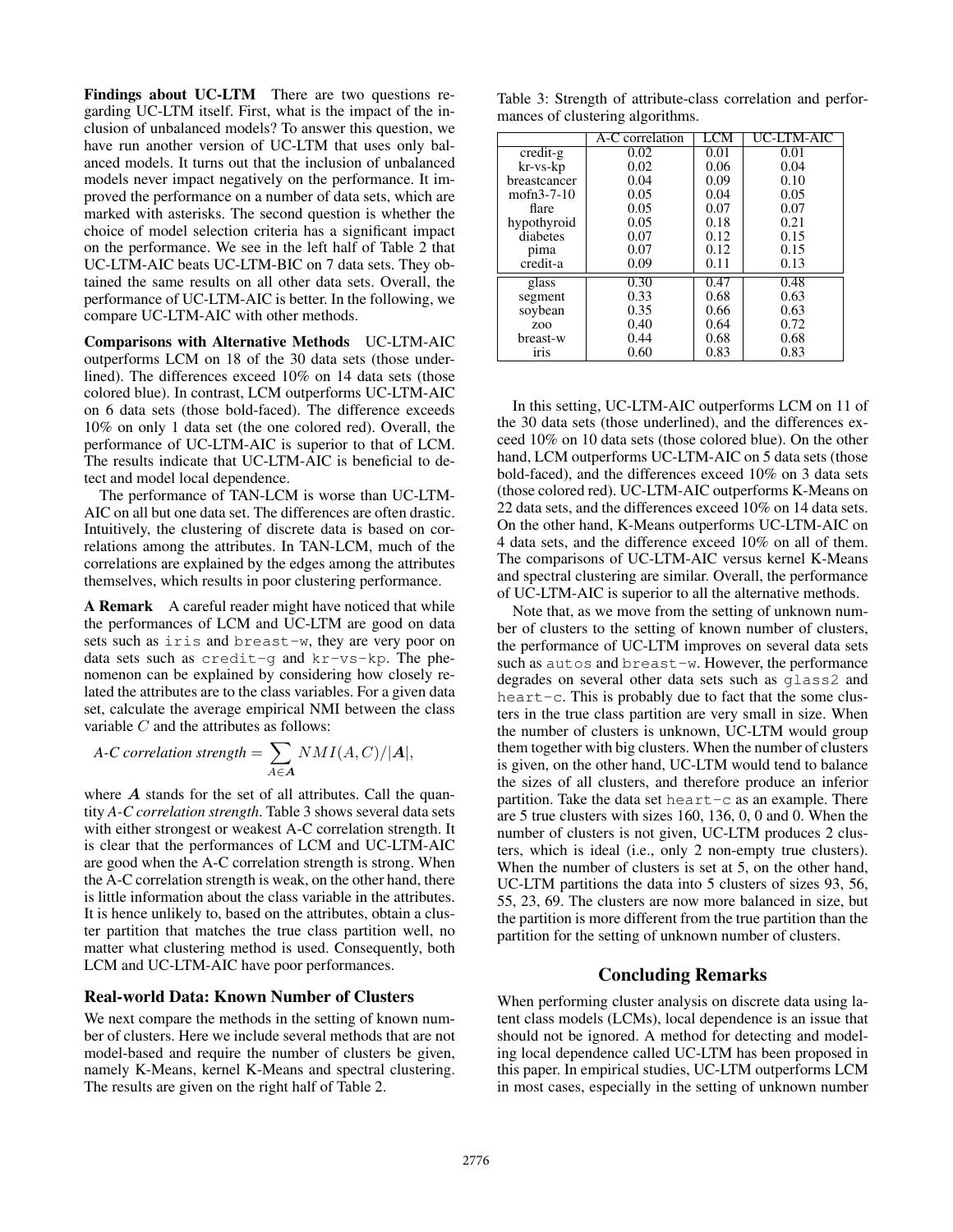**Findings about UC-LTM** There are two questions regarding UC-LTM itself. First, what is the impact of the inclusion of unbalanced models? To answer this question, we have run another version of UC-LTM that uses only balanced models. It turns out that the inclusion of unbalanced models never impact negatively on the performance. It improved the performance on a number of data sets, which are marked with asterisks. The second question is whether the choice of model selection criteria has a significant impact on the performance. We see in the left half of Table 2 that UC-LTM-AIC beats UC-LTM-BIC on 7 data sets. They obtained the same results on all other data sets. Overall, the performance of UC-LTM-AIC is better. In the following, we compare UC-LTM-AIC with other methods.

**Comparisons with Alternative Methods** UC-LTM-AIC outperforms LCM on 18 of the 30 data sets (those underlined). The differences exceed 10% on 14 data sets (those colored blue). In contrast, LCM outperforms UC-LTM-AIC on 6 data sets (those bold-faced). The difference exceeds 10% on only 1 data set (the one colored red). Overall, the performance of UC-LTM-AIC is superior to that of LCM. The results indicate that UC-LTM-AIC is beneficial to detect and model local dependence.

The performance of TAN-LCM is worse than UC-LTM-AIC on all but one data set. The differences are often drastic. Intuitively, the clustering of discrete data is based on correlations among the attributes. In TAN-LCM, much of the correlations are explained by the edges among the attributes themselves, which results in poor clustering performance.

**A Remark** A careful reader might have noticed that while the performances of LCM and UC-LTM are good on data sets such as `iris` and `breast-w`, they are very poor on data sets such as `credit-g` and `kr-vs-kp`. The phenomenon can be explained by considering how closely related the attributes are to the class variables. For a given data set, calculate the average empirical NMI between the class variable $C$ and the attributes as follows:

$$\textit{A-C correlation strength} = \sum_{A \in \boldsymbol{A}} NMI(A, C)/|\boldsymbol{A}|,$$

where $\boldsymbol{A}$ stands for the set of all attributes. Call the quantity *A-C correlation strength*. Table 3 shows several data sets with either strongest or weakest A-C correlation strength. It is clear that the performances of LCM and UC-LTM-AIC are good when the A-C correlation strength is strong. When the A-C correlation strength is weak, on the other hand, there is little information about the class variable in the attributes. It is hence unlikely to, based on the attributes, obtain a cluster partition that matches the true class partition well, no matter what clustering method is used. Consequently, both LCM and UC-LTM-AIC have poor performances.

### Real-world Data: Known Number of Clusters

We next compare the methods in the setting of known number of clusters. Here we include several methods that are not model-based and require the number of clusters be given, namely K-Means, kernel K-Means and spectral clustering. The results are given on the right half of Table 2.

Table 3: Strength of attribute-class correlation and performances of clustering algorithms.

| | A-C correlation | LCM | UC-LTM-AIC |
|---|---|---|---|
| credit-g | 0.02 | 0.01 | 0.01 |
| kr-vs-kp | 0.02 | 0.06 | 0.04 |
| breastcancer | 0.04 | 0.09 | 0.10 |
| mofn3-7-10 | 0.05 | 0.04 | 0.05 |
| flare | 0.05 | 0.07 | 0.07 |
| hypothyroid | 0.05 | 0.18 | 0.21 |
| diabetes | 0.07 | 0.12 | 0.15 |
| pima | 0.07 | 0.12 | 0.15 |
| credit-a | 0.09 | 0.11 | 0.13 |
| glass | 0.30 | 0.47 | 0.48 |
| segment | 0.33 | 0.68 | 0.63 |
| soybean | 0.35 | 0.66 | 0.63 |
| zoo | 0.40 | 0.64 | 0.72 |
| breast-w | 0.44 | 0.68 | 0.68 |
| iris | 0.60 | 0.83 | 0.83 |

In this setting, UC-LTM-AIC outperforms LCM on 11 of the 30 data sets (those underlined), and the differences exceed 10% on 10 data sets (those colored blue). On the other hand, LCM outperforms UC-LTM-AIC on 5 data sets (those bold-faced), and the differences exceed 10% on 3 data sets (those colored red). UC-LTM-AIC outperforms K-Means on 22 data sets, and the differences exceed 10% on 14 data sets. On the other hand, K-Means outperforms UC-LTM-AIC on 4 data sets, and the difference exceed 10% on all of them. The comparisons of UC-LTM-AIC versus kernel K-Means and spectral clustering are similar. Overall, the performance of UC-LTM-AIC is superior to all the alternative methods.

Note that, as we move from the setting of unknown number of clusters to the setting of known number of clusters, the performance of UC-LTM improves on several data sets such as `autos` and `breast-w`. However, the performance degrades on several other data sets such as `glass2` and `heart-c`. This is probably due to fact that the some clusters in the true class partition are very small in size. When the number of clusters is unknown, UC-LTM would group them together with big clusters. When the number of clusters is given, on the other hand, UC-LTM would tend to balance the sizes of all clusters, and therefore produce an inferior partition. Take the data set `heart-c` as an example. There are 5 true clusters with sizes 160, 136, 0, 0 and 0. When the number of clusters is not given, UC-LTM produces 2 clusters, which is ideal (i.e., only 2 non-empty true clusters). When the number of clusters is set at 5, on the other hand, UC-LTM partitions the data into 5 clusters of sizes 93, 56, 55, 23, 69. The clusters are now more balanced in size, but the partition is more different from the true partition than the partition for the setting of unknown number of clusters.

## Concluding Remarks

When performing cluster analysis on discrete data using latent class models (LCMs), local dependence is an issue that should not be ignored. A method for detecting and modeling local dependence called UC-LTM has been proposed in this paper. In empirical studies, UC-LTM outperforms LCM in most cases, especially in the setting of unknown number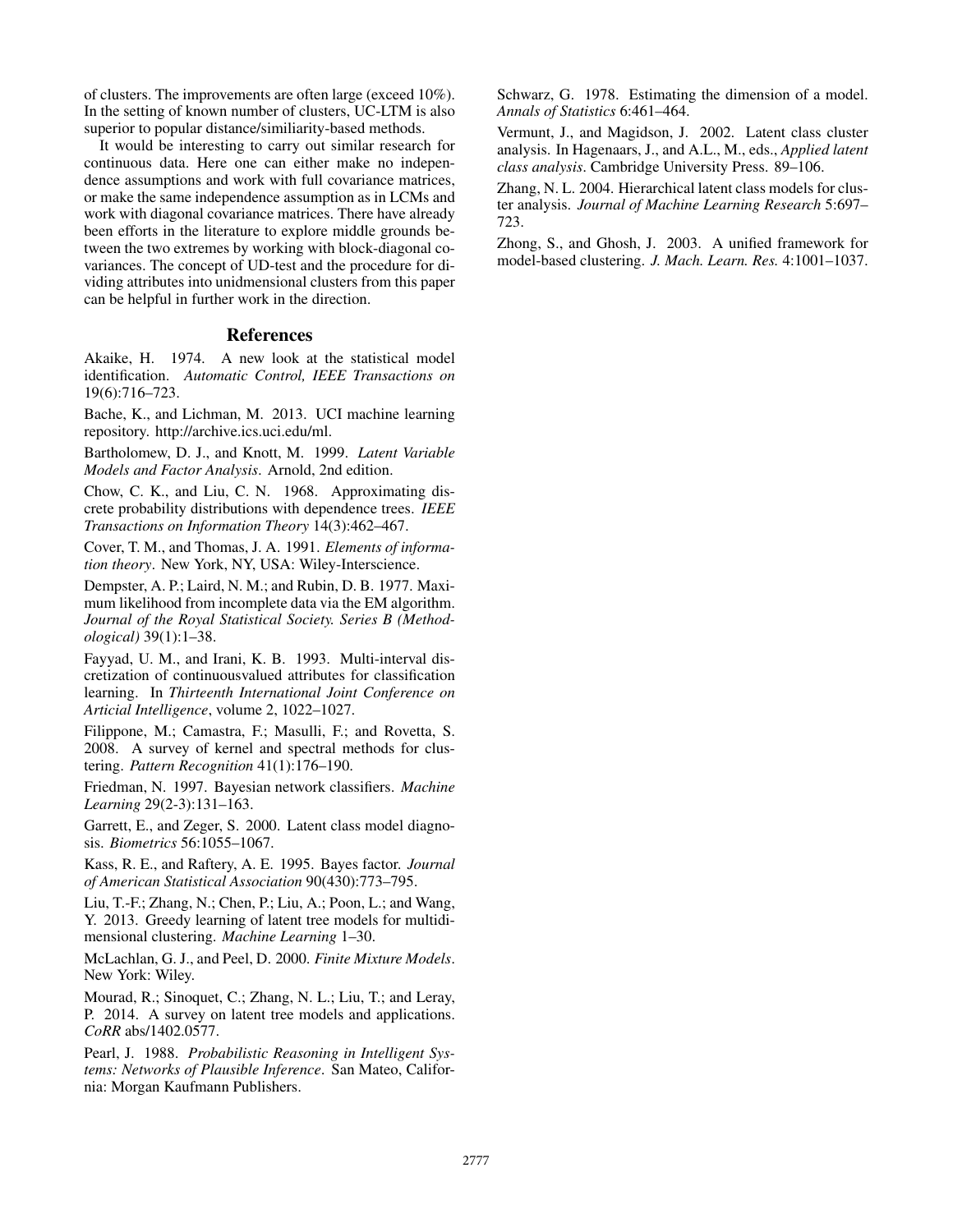of clusters. The improvements are often large (exceed 10%). In the setting of known number of clusters, UC-LTM is also superior to popular distance/similiarity-based methods.

It would be interesting to carry out similar research for continuous data. Here one can either make no independence assumptions and work with full covariance matrices, or make the same independence assumption as in LCMs and work with diagonal covariance matrices. There have already been efforts in the literature to explore middle grounds between the two extremes by working with block-diagonal covariances. The concept of UD-test and the procedure for dividing attributes into unidmensional clusters from this paper can be helpful in further work in the direction.

## References

Akaike, H. 1974. A new look at the statistical model identification. *Automatic Control, IEEE Transactions on* 19(6):716–723.

Bache, K., and Lichman, M. 2013. UCI machine learning repository. http://archive.ics.uci.edu/ml.

Bartholomew, D. J., and Knott, M. 1999. *Latent Variable Models and Factor Analysis*. Arnold, 2nd edition.

Chow, C. K., and Liu, C. N. 1968. Approximating discrete probability distributions with dependence trees. *IEEE Transactions on Information Theory* 14(3):462–467.

Cover, T. M., and Thomas, J. A. 1991. *Elements of information theory*. New York, NY, USA: Wiley-Interscience.

Dempster, A. P.; Laird, N. M.; and Rubin, D. B. 1977. Maximum likelihood from incomplete data via the EM algorithm. *Journal of the Royal Statistical Society. Series B (Methodological)* 39(1):1–38.

Fayyad, U. M., and Irani, K. B. 1993. Multi-interval discretization of continuousvalued attributes for classification learning. In *Thirteenth International Joint Conference on Articial Intelligence*, volume 2, 1022–1027.

Filippone, M.; Camastra, F.; Masulli, F.; and Rovetta, S. 2008. A survey of kernel and spectral methods for clustering. *Pattern Recognition* 41(1):176–190.

Friedman, N. 1997. Bayesian network classifiers. *Machine Learning* 29(2-3):131–163.

Garrett, E., and Zeger, S. 2000. Latent class model diagnosis. *Biometrics* 56:1055–1067.

Kass, R. E., and Raftery, A. E. 1995. Bayes factor. *Journal of American Statistical Association* 90(430):773–795.

Liu, T.-F.; Zhang, N.; Chen, P.; Liu, A.; Poon, L.; and Wang, Y. 2013. Greedy learning of latent tree models for multidimensional clustering. *Machine Learning* 1–30.

McLachlan, G. J., and Peel, D. 2000. *Finite Mixture Models*. New York: Wiley.

Mourad, R.; Sinoquet, C.; Zhang, N. L.; Liu, T.; and Leray, P. 2014. A survey on latent tree models and applications. *CoRR* abs/1402.0577.

Pearl, J. 1988. *Probabilistic Reasoning in Intelligent Systems: Networks of Plausible Inference*. San Mateo, California: Morgan Kaufmann Publishers.

Schwarz, G. 1978. Estimating the dimension of a model. *Annals of Statistics* 6:461–464.

Vermunt, J., and Magidson, J. 2002. Latent class cluster analysis. In Hagenaars, J., and A.L., M., eds., *Applied latent class analysis*. Cambridge University Press. 89–106.

Zhang, N. L. 2004. Hierarchical latent class models for cluster analysis. *Journal of Machine Learning Research* 5:697–723.

Zhong, S., and Ghosh, J. 2003. A unified framework for model-based clustering. *J. Mach. Learn. Res.* 4:1001–1037.